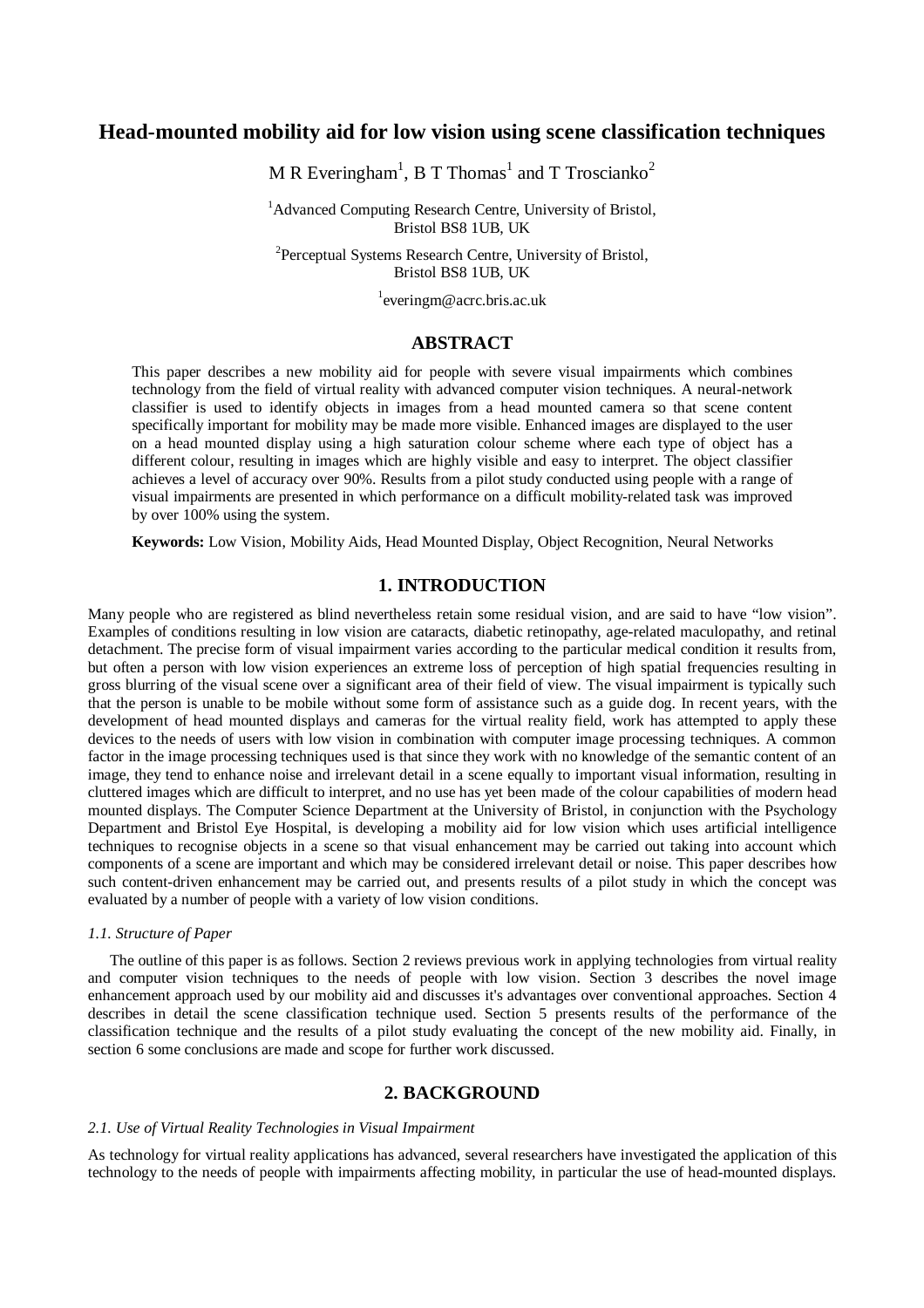# Head-mounted mobility aid for low vision using scene classification techniques

M R Everingham[1], B T Thomas[1] and T Troscianko[2]

[1]Advanced Computing Research Centre, University of Bristol, Bristol BS8 1UB, UK

[2]Perceptual Systems Research Centre, University of Bristol, Bristol BS8 1UB, UK

[1]everingm@acrc.bris.ac.uk

## ABSTRACT

This paper describes a new mobility aid for people with severe visual impairments which combines technology from the field of virtual reality with advanced computer vision techniques. A neural-network classifier is used to identify objects in images from a head mounted camera so that scene content specifically important for mobility may be made more visible. Enhanced images are displayed to the user on a head mounted display using a high saturation colour scheme where each type of object has a different colour, resulting in images which are highly visible and easy to interpret. The object classifier achieves a level of accuracy over 90%. Results from a pilot study conducted using people with a range of visual impairments are presented in which performance on a difficult mobility-related task was improved by over 100% using the system.

**Keywords:** Low Vision, Mobility Aids, Head Mounted Display, Object Recognition, Neural Networks

## 1. INTRODUCTION

Many people who are registered as blind nevertheless retain some residual vision, and are said to have "low vision". Examples of conditions resulting in low vision are cataracts, diabetic retinopathy, age-related maculopathy, and retinal detachment. The precise form of visual impairment varies according to the particular medical condition it results from, but often a person with low vision experiences an extreme loss of perception of high spatial frequencies resulting in gross blurring of the visual scene over a significant area of their field of view. The visual impairment is typically such that the person is unable to be mobile without some form of assistance such as a guide dog. In recent years, with the development of head mounted displays and cameras for the virtual reality field, work has attempted to apply these devices to the needs of users with low vision in combination with computer image processing techniques. A common factor in the image processing techniques used is that since they work with no knowledge of the semantic content of an image, they tend to enhance noise and irrelevant detail in a scene equally to important visual information, resulting in cluttered images which are difficult to interpret, and no use has yet been made of the colour capabilities of modern head mounted displays. The Computer Science Department at the University of Bristol, in conjunction with the Psychology Department and Bristol Eye Hospital, is developing a mobility aid for low vision which uses artificial intelligence techniques to recognise objects in a scene so that visual enhancement may be carried out taking into account which components of a scene are important and which may be considered irrelevant detail or noise. This paper describes how such content-driven enhancement may be carried out, and presents results of a pilot study in which the concept was evaluated by a number of people with a variety of low vision conditions.

### *1.1. Structure of Paper*

The outline of this paper is as follows. Section 2 reviews previous work in applying technologies from virtual reality and computer vision techniques to the needs of people with low vision. Section 3 describes the novel image enhancement approach used by our mobility aid and discusses it's advantages over conventional approaches. Section 4 describes in detail the scene classification technique used. Section 5 presents results of the performance of the classification technique and the results of a pilot study evaluating the concept of the new mobility aid. Finally, in section 6 some conclusions are made and scope for further work discussed.

## 2. BACKGROUND

### *2.1. Use of Virtual Reality Technologies in Visual Impairment*

As technology for virtual reality applications has advanced, several researchers have investigated the application of this technology to the needs of people with impairments affecting mobility, in particular the use of head-mounted displays.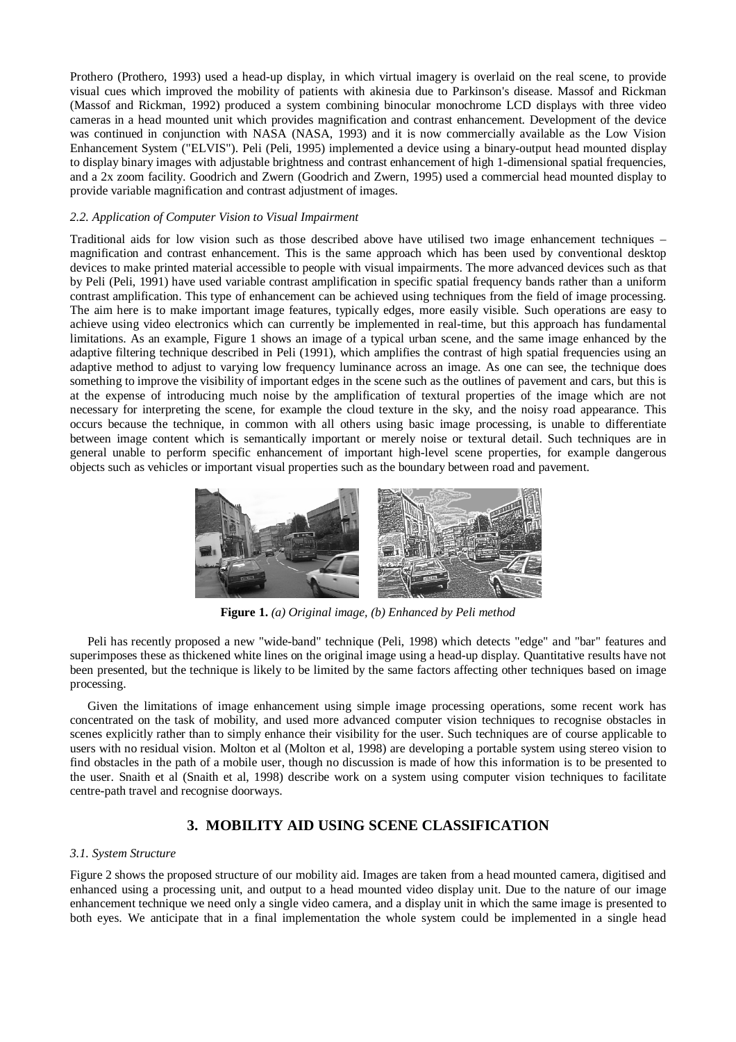Prothero (Prothero, 1993) used a head-up display, in which virtual imagery is overlaid on the real scene, to provide visual cues which improved the mobility of patients with akinesia due to Parkinson's disease. Massof and Rickman (Massof and Rickman, 1992) produced a system combining binocular monochrome LCD displays with three video cameras in a head mounted unit which provides magnification and contrast enhancement. Development of the device was continued in conjunction with NASA (NASA, 1993) and it is now commercially available as the Low Vision Enhancement System ("ELVIS"). Peli (Peli, 1995) implemented a device using a binary-output head mounted display to display binary images with adjustable brightness and contrast enhancement of high 1-dimensional spatial frequencies, and a 2x zoom facility. Goodrich and Zwern (Goodrich and Zwern, 1995) used a commercial head mounted display to provide variable magnification and contrast adjustment of images.

### *2.2. Application of Computer Vision to Visual Impairment*

Traditional aids for low vision such as those described above have utilised two image enhancement techniques – magnification and contrast enhancement. This is the same approach which has been used by conventional desktop devices to make printed material accessible to people with visual impairments. The more advanced devices such as that by Peli (Peli, 1991) have used variable contrast amplification in specific spatial frequency bands rather than a uniform contrast amplification. This type of enhancement can be achieved using techniques from the field of image processing. The aim here is to make important image features, typically edges, more easily visible. Such operations are easy to achieve using video electronics which can currently be implemented in real-time, but this approach has fundamental limitations. As an example, Figure 1 shows an image of a typical urban scene, and the same image enhanced by the adaptive filtering technique described in Peli (1991), which amplifies the contrast of high spatial frequencies using an adaptive method to adjust to varying low frequency luminance across an image. As one can see, the technique does something to improve the visibility of important edges in the scene such as the outlines of pavement and cars, but this is at the expense of introducing much noise by the amplification of textural properties of the image which are not necessary for interpreting the scene, for example the cloud texture in the sky, and the noisy road appearance. This occurs because the technique, in common with all others using basic image processing, is unable to differentiate between image content which is semantically important or merely noise or textural detail. Such techniques are in general unable to perform specific enhancement of important high-level scene properties, for example dangerous objects such as vehicles or important visual properties such as the boundary between road and pavement.

**Figure 1.** *(a) Original image, (b) Enhanced by Peli method*

Peli has recently proposed a new "wide-band" technique (Peli, 1998) which detects "edge" and "bar" features and superimposes these as thickened white lines on the original image using a head-up display. Quantitative results have not been presented, but the technique is likely to be limited by the same factors affecting other techniques based on image processing.

Given the limitations of image enhancement using simple image processing operations, some recent work has concentrated on the task of mobility, and used more advanced computer vision techniques to recognise obstacles in scenes explicitly rather than to simply enhance their visibility for the user. Such techniques are of course applicable to users with no residual vision. Molton et al (Molton et al, 1998) are developing a portable system using stereo vision to find obstacles in the path of a mobile user, though no discussion is made of how this information is to be presented to the user. Snaith et al (Snaith et al, 1998) describe work on a system using computer vision techniques to facilitate centre-path travel and recognise doorways.

## 3. MOBILITY AID USING SCENE CLASSIFICATION

### *3.1. System Structure*

Figure 2 shows the proposed structure of our mobility aid. Images are taken from a head mounted camera, digitised and enhanced using a processing unit, and output to a head mounted video display unit. Due to the nature of our image enhancement technique we need only a single video camera, and a display unit in which the same image is presented to both eyes. We anticipate that in a final implementation the whole system could be implemented in a single head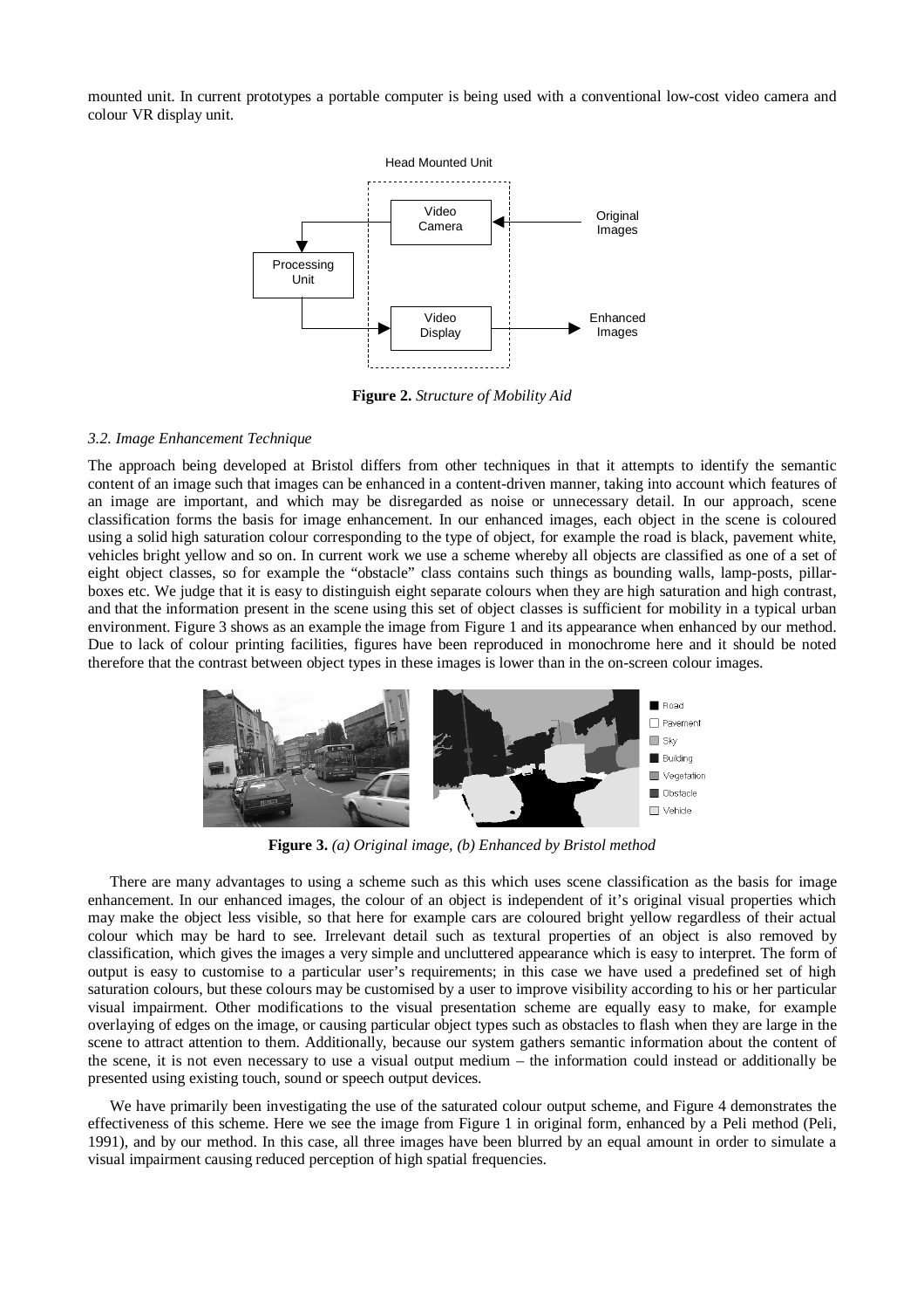mounted unit. In current prototypes a portable computer is being used with a conventional low-cost video camera and colour VR display unit.

**Figure 2.** *Structure of Mobility Aid*

*3.2. Image Enhancement Technique*

The approach being developed at Bristol differs from other techniques in that it attempts to identify the semantic content of an image such that images can be enhanced in a content-driven manner, taking into account which features of an image are important, and which may be disregarded as noise or unnecessary detail. In our approach, scene classification forms the basis for image enhancement. In our enhanced images, each object in the scene is coloured using a solid high saturation colour corresponding to the type of object, for example the road is black, pavement white, vehicles bright yellow and so on. In current work we use a scheme whereby all objects are classified as one of a set of eight object classes, so for example the "obstacle" class contains such things as bounding walls, lamp-posts, pillar-boxes etc. We judge that it is easy to distinguish eight separate colours when they are high saturation and high contrast, and that the information present in the scene using this set of object classes is sufficient for mobility in a typical urban environment. Figure 3 shows as an example the image from Figure 1 and its appearance when enhanced by our method. Due to lack of colour printing facilities, figures have been reproduced in monochrome here and it should be noted therefore that the contrast between object types in these images is lower than in the on-screen colour images.

**Figure 3.** *(a) Original image, (b) Enhanced by Bristol method*

There are many advantages to using a scheme such as this which uses scene classification as the basis for image enhancement. In our enhanced images, the colour of an object is independent of it's original visual properties which may make the object less visible, so that here for example cars are coloured bright yellow regardless of their actual colour which may be hard to see. Irrelevant detail such as textural properties of an object is also removed by classification, which gives the images a very simple and uncluttered appearance which is easy to interpret. The form of output is easy to customise to a particular user's requirements; in this case we have used a predefined set of high saturation colours, but these colours may be customised by a user to improve visibility according to his or her particular visual impairment. Other modifications to the visual presentation scheme are equally easy to make, for example overlaying of edges on the image, or causing particular object types such as obstacles to flash when they are large in the scene to attract attention to them. Additionally, because our system gathers semantic information about the content of the scene, it is not even necessary to use a visual output medium – the information could instead or additionally be presented using existing touch, sound or speech output devices.

We have primarily been investigating the use of the saturated colour output scheme, and Figure 4 demonstrates the effectiveness of this scheme. Here we see the image from Figure 1 in original form, enhanced by a Peli method (Peli, 1991), and by our method. In this case, all three images have been blurred by an equal amount in order to simulate a visual impairment causing reduced perception of high spatial frequencies.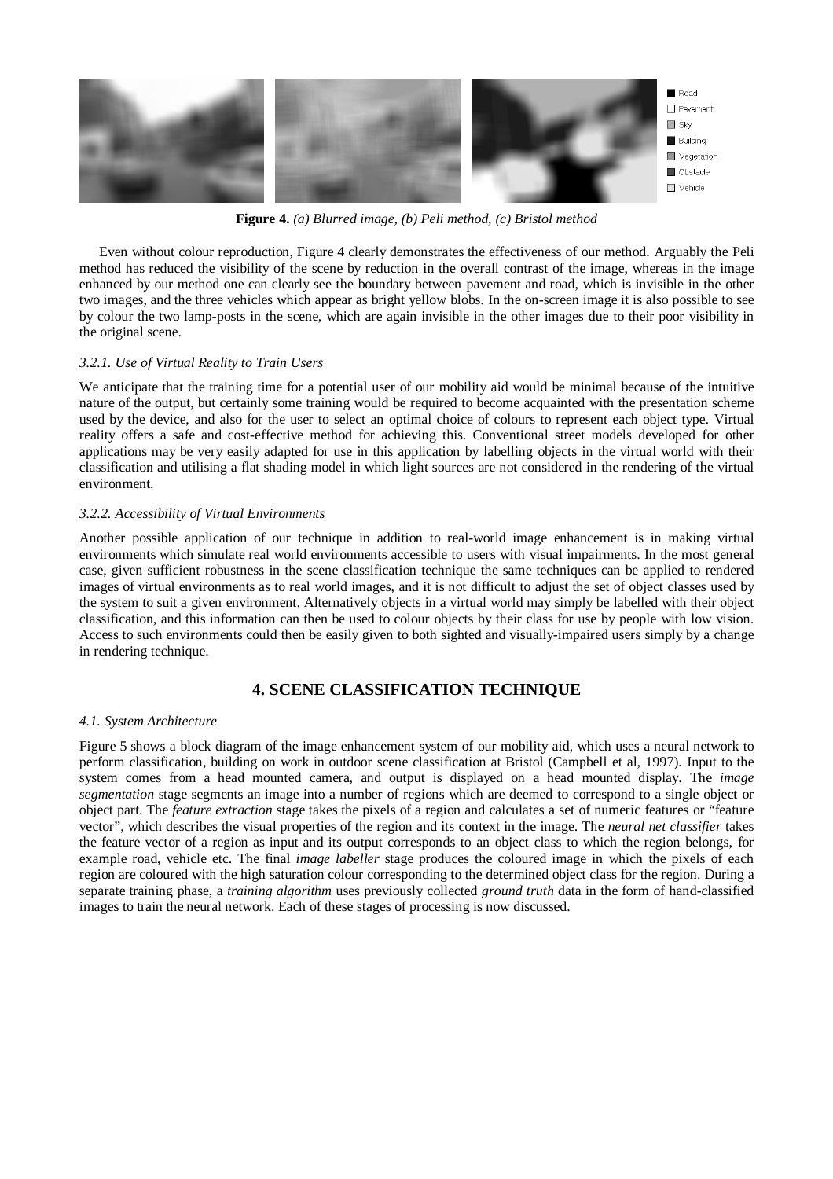**Figure 4.** *(a) Blurred image, (b) Peli method, (c) Bristol method*

Even without colour reproduction, Figure 4 clearly demonstrates the effectiveness of our method. Arguably the Peli method has reduced the visibility of the scene by reduction in the overall contrast of the image, whereas in the image enhanced by our method one can clearly see the boundary between pavement and road, which is invisible in the other two images, and the three vehicles which appear as bright yellow blobs. In the on-screen image it is also possible to see by colour the two lamp-posts in the scene, which are again invisible in the other images due to their poor visibility in the original scene.

#### *3.2.1. Use of Virtual Reality to Train Users*

We anticipate that the training time for a potential user of our mobility aid would be minimal because of the intuitive nature of the output, but certainly some training would be required to become acquainted with the presentation scheme used by the device, and also for the user to select an optimal choice of colours to represent each object type. Virtual reality offers a safe and cost-effective method for achieving this. Conventional street models developed for other applications may be very easily adapted for use in this application by labelling objects in the virtual world with their classification and utilising a flat shading model in which light sources are not considered in the rendering of the virtual environment.

#### *3.2.2. Accessibility of Virtual Environments*

Another possible application of our technique in addition to real-world image enhancement is in making virtual environments which simulate real world environments accessible to users with visual impairments. In the most general case, given sufficient robustness in the scene classification technique the same techniques can be applied to rendered images of virtual environments as to real world images, and it is not difficult to adjust the set of object classes used by the system to suit a given environment. Alternatively objects in a virtual world may simply be labelled with their object classification, and this information can then be used to colour objects by their class for use by people with low vision. Access to such environments could then be easily given to both sighted and visually-impaired users simply by a change in rendering technique.

## 4. SCENE CLASSIFICATION TECHNIQUE

#### *4.1. System Architecture*

Figure 5 shows a block diagram of the image enhancement system of our mobility aid, which uses a neural network to perform classification, building on work in outdoor scene classification at Bristol (Campbell et al, 1997). Input to the system comes from a head mounted camera, and output is displayed on a head mounted display. The *image segmentation* stage segments an image into a number of regions which are deemed to correspond to a single object or object part. The *feature extraction* stage takes the pixels of a region and calculates a set of numeric features or "feature vector", which describes the visual properties of the region and its context in the image. The *neural net classifier* takes the feature vector of a region as input and its output corresponds to an object class to which the region belongs, for example road, vehicle etc. The final *image labeller* stage produces the coloured image in which the pixels of each region are coloured with the high saturation colour corresponding to the determined object class for the region. During a separate training phase, a *training algorithm* uses previously collected *ground truth* data in the form of hand-classified images to train the neural network. Each of these stages of processing is now discussed.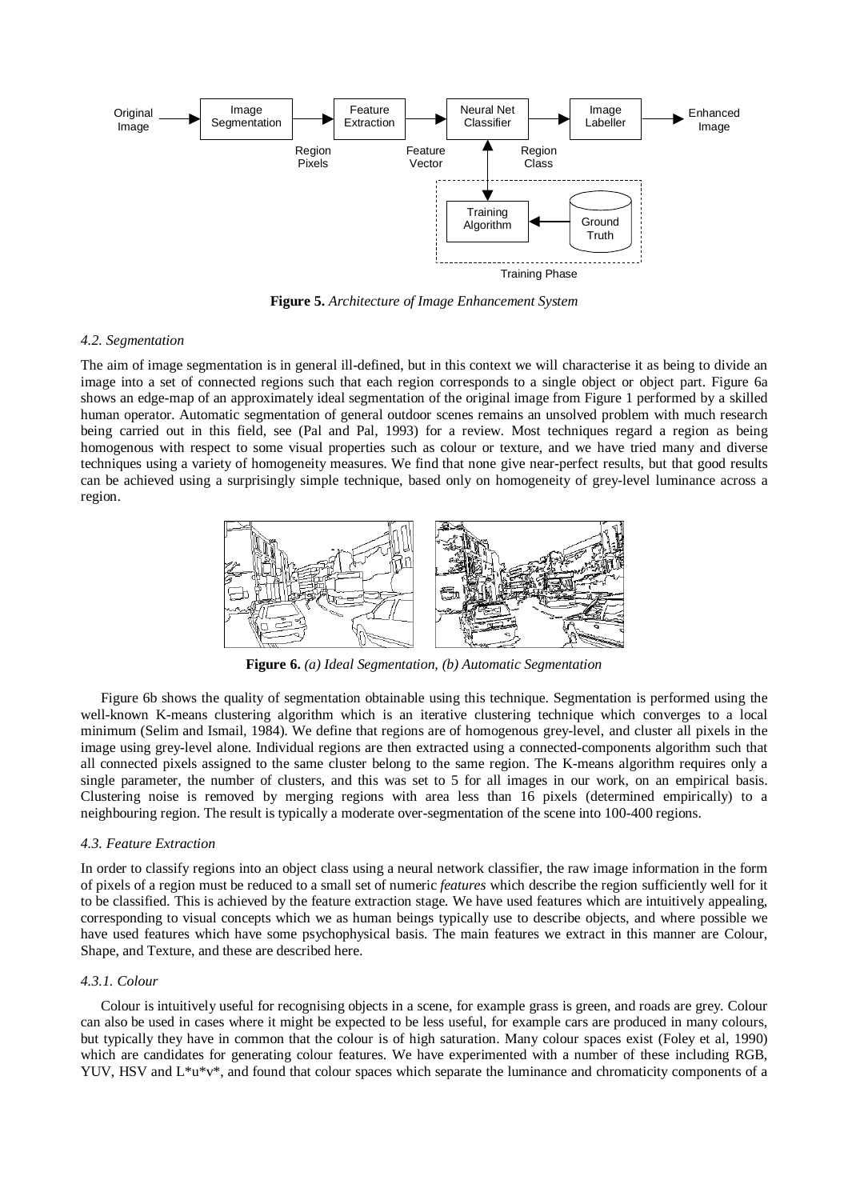**Figure 5.** *Architecture of Image Enhancement System*

*4.2. Segmentation*

The aim of image segmentation is in general ill-defined, but in this context we will characterise it as being to divide an image into a set of connected regions such that each region corresponds to a single object or object part. Figure 6a shows an edge-map of an approximately ideal segmentation of the original image from Figure 1 performed by a skilled human operator. Automatic segmentation of general outdoor scenes remains an unsolved problem with much research being carried out in this field, see (Pal and Pal, 1993) for a review. Most techniques regard a region as being homogenous with respect to some visual properties such as colour or texture, and we have tried many and diverse techniques using a variety of homogeneity measures. We find that none give near-perfect results, but that good results can be achieved using a surprisingly simple technique, based only on homogeneity of grey-level luminance across a region.

**Figure 6.** *(a) Ideal Segmentation, (b) Automatic Segmentation*

Figure 6b shows the quality of segmentation obtainable using this technique. Segmentation is performed using the well-known K-means clustering algorithm which is an iterative clustering technique which converges to a local minimum (Selim and Ismail, 1984). We define that regions are of homogenous grey-level, and cluster all pixels in the image using grey-level alone. Individual regions are then extracted using a connected-components algorithm such that all connected pixels assigned to the same cluster belong to the same region. The K-means algorithm requires only a single parameter, the number of clusters, and this was set to 5 for all images in our work, on an empirical basis. Clustering noise is removed by merging regions with area less than 16 pixels (determined empirically) to a neighbouring region. The result is typically a moderate over-segmentation of the scene into 100-400 regions.

*4.3. Feature Extraction*

In order to classify regions into an object class using a neural network classifier, the raw image information in the form of pixels of a region must be reduced to a small set of numeric *features* which describe the region sufficiently well for it to be classified. This is achieved by the feature extraction stage. We have used features which are intuitively appealing, corresponding to visual concepts which we as human beings typically use to describe objects, and where possible we have used features which have some psychophysical basis. The main features we extract in this manner are Colour, Shape, and Texture, and these are described here.

*4.3.1. Colour*

Colour is intuitively useful for recognising objects in a scene, for example grass is green, and roads are grey. Colour can also be used in cases where it might be expected to be less useful, for example cars are produced in many colours, but typically they have in common that the colour is of high saturation. Many colour spaces exist (Foley et al, 1990) which are candidates for generating colour features. We have experimented with a number of these including RGB, YUV, HSV and L\*u\*v\*, and found that colour spaces which separate the luminance and chromaticity components of a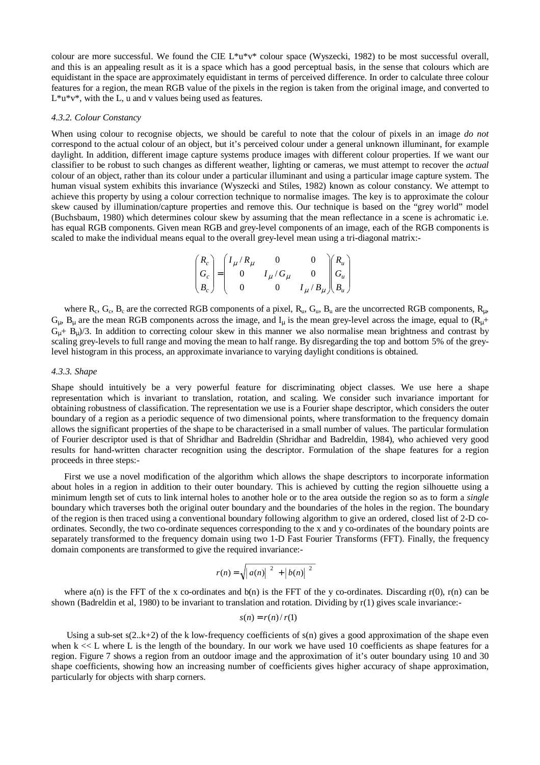colour are more successful. We found the CIE L*u*v* colour space (Wyszecki, 1982) to be most successful overall, and this is an appealing result as it is a space which has a good perceptual basis, in the sense that colours which are equidistant in the space are approximately equidistant in terms of perceived difference. In order to calculate three colour features for a region, the mean RGB value of the pixels in the region is taken from the original image, and converted to L*u*v*, with the L, u and v values being used as features.

#### *4.3.2. Colour Constancy*

When using colour to recognise objects, we should be careful to note that the colour of pixels in an image *do not* correspond to the actual colour of an object, but it's perceived colour under a general unknown illuminant, for example daylight. In addition, different image capture systems produce images with different colour properties. If we want our classifier to be robust to such changes as different weather, lighting or cameras, we must attempt to recover the *actual* colour of an object, rather than its colour under a particular illuminant and using a particular image capture system. The human visual system exhibits this invariance (Wyszecki and Stiles, 1982) known as colour constancy. We attempt to achieve this property by using a colour correction technique to normalise images. The key is to approximate the colour skew caused by illumination/capture properties and remove this. Our technique is based on the "grey world" model (Buchsbaum, 1980) which determines colour skew by assuming that the mean reflectance in a scene is achromatic i.e. has equal RGB components. Given mean RGB and grey-level components of an image, each of the RGB components is scaled to make the individual means equal to the overall grey-level mean using a tri-diagonal matrix:-

$$\begin{pmatrix} R_c \\ G_c \\ B_c \end{pmatrix} = \begin{pmatrix} I_\mu / R_\mu & 0 & 0 \\ 0 & I_\mu / G_\mu & 0 \\ 0 & 0 & I_\mu / B_\mu \end{pmatrix} \begin{pmatrix} R_u \\ G_u \\ B_u \end{pmatrix}$$

where $R_c$, $G_c$, $B_c$ are the corrected RGB components of a pixel, $R_u$, $G_u$, $B_u$ are the uncorrected RGB components, $R_\mu$, $G_\mu$, $B_\mu$ are the mean RGB components across the image, and $I_\mu$ is the mean grey-level across the image, equal to $(R_\mu + G_\mu + B_\mu)/3$. In addition to correcting colour skew in this manner we also normalise mean brightness and contrast by scaling grey-levels to full range and moving the mean to half range. By disregarding the top and bottom 5% of the grey-level histogram in this process, an approximate invariance to varying daylight conditions is obtained.

#### *4.3.3. Shape*

Shape should intuitively be a very powerful feature for discriminating object classes. We use here a shape representation which is invariant to translation, rotation, and scaling. We consider such invariance important for obtaining robustness of classification. The representation we use is a Fourier shape descriptor, which considers the outer boundary of a region as a periodic sequence of two dimensional points, where transformation to the frequency domain allows the significant properties of the shape to be characterised in a small number of values. The particular formulation of Fourier descriptor used is that of Shridhar and Badreldin (Shridhar and Badreldin, 1984), who achieved very good results for hand-written character recognition using the descriptor. Formulation of the shape features for a region proceeds in three steps:-

First we use a novel modification of the algorithm which allows the shape descriptors to incorporate information about holes in a region in addition to their outer boundary. This is achieved by cutting the region silhouette using a minimum length set of cuts to link internal holes to another hole or to the area outside the region so as to form a *single* boundary which traverses both the original outer boundary and the boundaries of the holes in the region. The boundary of the region is then traced using a conventional boundary following algorithm to give an ordered, closed list of 2-D co-ordinates. Secondly, the two co-ordinate sequences corresponding to the x and y co-ordinates of the boundary points are separately transformed to the frequency domain using two 1-D Fast Fourier Transforms (FFT). Finally, the frequency domain components are transformed to give the required invariance:-

$$r(n) = \sqrt{|a(n)|^2 + |b(n)|^2}$$

where $a(n)$ is the FFT of the x co-ordinates and $b(n)$ is the FFT of the y co-ordinates. Discarding $r(0)$, $r(n)$ can be shown (Badreldin et al, 1980) to be invariant to translation and rotation. Dividing by $r(1)$ gives scale invariance:-

$$s(n) = r(n) / r(1)$$

Using a sub-set $s(2..k+2)$ of the k low-frequency coefficients of $s(n)$ gives a good approximation of the shape even when $k << L$ where L is the length of the boundary. In our work we have used 10 coefficients as shape features for a region. Figure 7 shows a region from an outdoor image and the approximation of it's outer boundary using 10 and 30 shape coefficients, showing how an increasing number of coefficients gives higher accuracy of shape approximation, particularly for objects with sharp corners.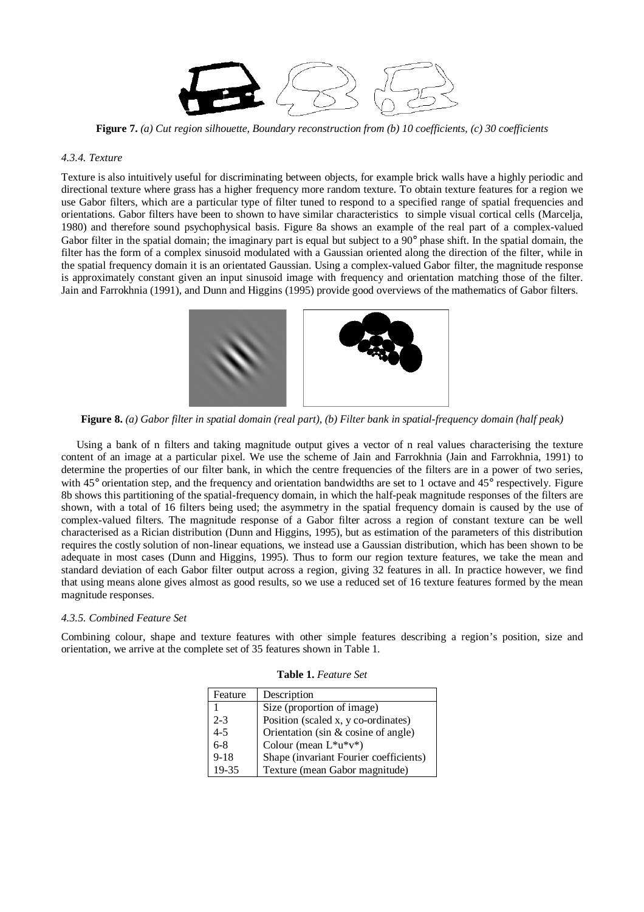**Figure 7.** *(a) Cut region silhouette, Boundary reconstruction from (b) 10 coefficients, (c) 30 coefficients*

#### *4.3.4. Texture*

Texture is also intuitively useful for discriminating between objects, for example brick walls have a highly periodic and directional texture where grass has a higher frequency more random texture. To obtain texture features for a region we use Gabor filters, which are a particular type of filter tuned to respond to a specified range of spatial frequencies and orientations. Gabor filters have been to shown to have similar characteristics to simple visual cortical cells (Marcelja, 1980) and therefore sound psychophysical basis. Figure 8a shows an example of the real part of a complex-valued Gabor filter in the spatial domain; the imaginary part is equal but subject to a 90° phase shift. In the spatial domain, the filter has the form of a complex sinusoid modulated with a Gaussian oriented along the direction of the filter, while in the spatial frequency domain it is an orientated Gaussian. Using a complex-valued Gabor filter, the magnitude response is approximately constant given an input sinusoid image with frequency and orientation matching those of the filter. Jain and Farrokhnia (1991), and Dunn and Higgins (1995) provide good overviews of the mathematics of Gabor filters.

**Figure 8.** *(a) Gabor filter in spatial domain (real part), (b) Filter bank in spatial-frequency domain (half peak)*

Using a bank of n filters and taking magnitude output gives a vector of n real values characterising the texture content of an image at a particular pixel. We use the scheme of Jain and Farrokhnia (Jain and Farrokhnia, 1991) to determine the properties of our filter bank, in which the centre frequencies of the filters are in a power of two series, with 45° orientation step, and the frequency and orientation bandwidths are set to 1 octave and 45° respectively. Figure 8b shows this partitioning of the spatial-frequency domain, in which the half-peak magnitude responses of the filters are shown, with a total of 16 filters being used; the asymmetry in the spatial frequency domain is caused by the use of complex-valued filters. The magnitude response of a Gabor filter across a region of constant texture can be well characterised as a Rician distribution (Dunn and Higgins, 1995), but as estimation of the parameters of this distribution requires the costly solution of non-linear equations, we instead use a Gaussian distribution, which has been shown to be adequate in most cases (Dunn and Higgins, 1995). Thus to form our region texture features, we take the mean and standard deviation of each Gabor filter output across a region, giving 32 features in all. In practice however, we find that using means alone gives almost as good results, so we use a reduced set of 16 texture features formed by the mean magnitude responses.

#### *4.3.5. Combined Feature Set*

Combining colour, shape and texture features with other simple features describing a region's position, size and orientation, we arrive at the complete set of 35 features shown in Table 1.

**Table 1.** *Feature Set*

| Feature | Description |
|---|---|
| 1 | Size (proportion of image) |
| 2-3 | Position (scaled x, y co-ordinates) |
| 4-5 | Orientation (sin & cosine of angle) |
| 6-8 | Colour (mean L*u*v*) |
| 9-18 | Shape (invariant Fourier coefficients) |
| 19-35 | Texture (mean Gabor magnitude) |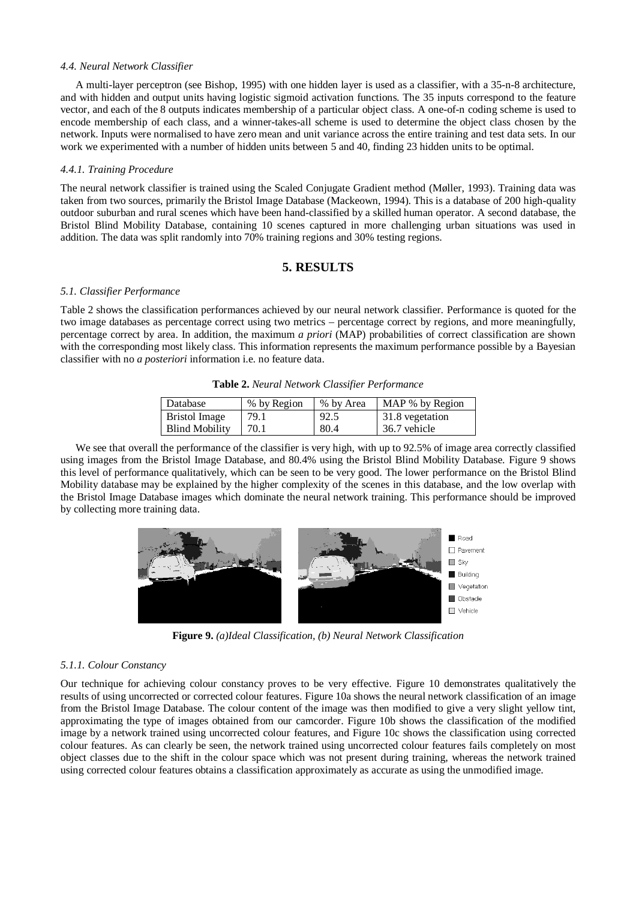#### 4.4. Neural Network Classifier

A multi-layer perceptron (see Bishop, 1995) with one hidden layer is used as a classifier, with a 35-n-8 architecture, and with hidden and output units having logistic sigmoid activation functions. The 35 inputs correspond to the feature vector, and each of the 8 outputs indicates membership of a particular object class. A one-of-n coding scheme is used to encode membership of each class, and a winner-takes-all scheme is used to determine the object class chosen by the network. Inputs were normalised to have zero mean and unit variance across the entire training and test data sets. In our work we experimented with a number of hidden units between 5 and 40, finding 23 hidden units to be optimal.

#### 4.4.1. Training Procedure

The neural network classifier is trained using the Scaled Conjugate Gradient method (Møller, 1993). Training data was taken from two sources, primarily the Bristol Image Database (Mackeown, 1994). This is a database of 200 high-quality outdoor suburban and rural scenes which have been hand-classified by a skilled human operator. A second database, the Bristol Blind Mobility Database, containing 10 scenes captured in more challenging urban situations was used in addition. The data was split randomly into 70% training regions and 30% testing regions.

## 5. RESULTS

#### 5.1. Classifier Performance

Table 2 shows the classification performances achieved by our neural network classifier. Performance is quoted for the two image databases as percentage correct using two metrics – percentage correct by regions, and more meaningfully, percentage correct by area. In addition, the maximum *a priori* (MAP) probabilities of correct classification are shown with the corresponding most likely class. This information represents the maximum performance possible by a Bayesian classifier with no *a posteriori* information i.e. no feature data.

**Table 2.** *Neural Network Classifier Performance*

| Database | % by Region | % by Area | MAP % by Region |
|---|---|---|---|
| Bristol Image | 79.1 | 92.5 | 31.8 vegetation |
| Blind Mobility | 70.1 | 80.4 | 36.7 vehicle |

We see that overall the performance of the classifier is very high, with up to 92.5% of image area correctly classified using images from the Bristol Image Database, and 80.4% using the Bristol Blind Mobility Database. Figure 9 shows this level of performance qualitatively, which can be seen to be very good. The lower performance on the Bristol Blind Mobility database may be explained by the higher complexity of the scenes in this database, and the low overlap with the Bristol Image Database images which dominate the neural network training. This performance should be improved by collecting more training data.

**Figure 9.** *(a)Ideal Classification, (b) Neural Network Classification*

#### 5.1.1. Colour Constancy

Our technique for achieving colour constancy proves to be very effective. Figure 10 demonstrates qualitatively the results of using uncorrected or corrected colour features. Figure 10a shows the neural network classification of an image from the Bristol Image Database. The colour content of the image was then modified to give a very slight yellow tint, approximating the type of images obtained from our camcorder. Figure 10b shows the classification of the modified image by a network trained using uncorrected colour features, and Figure 10c shows the classification using corrected colour features. As can clearly be seen, the network trained using uncorrected colour features fails completely on most object classes due to the shift in the colour space which was not present during training, whereas the network trained using corrected colour features obtains a classification approximately as accurate as using the unmodified image.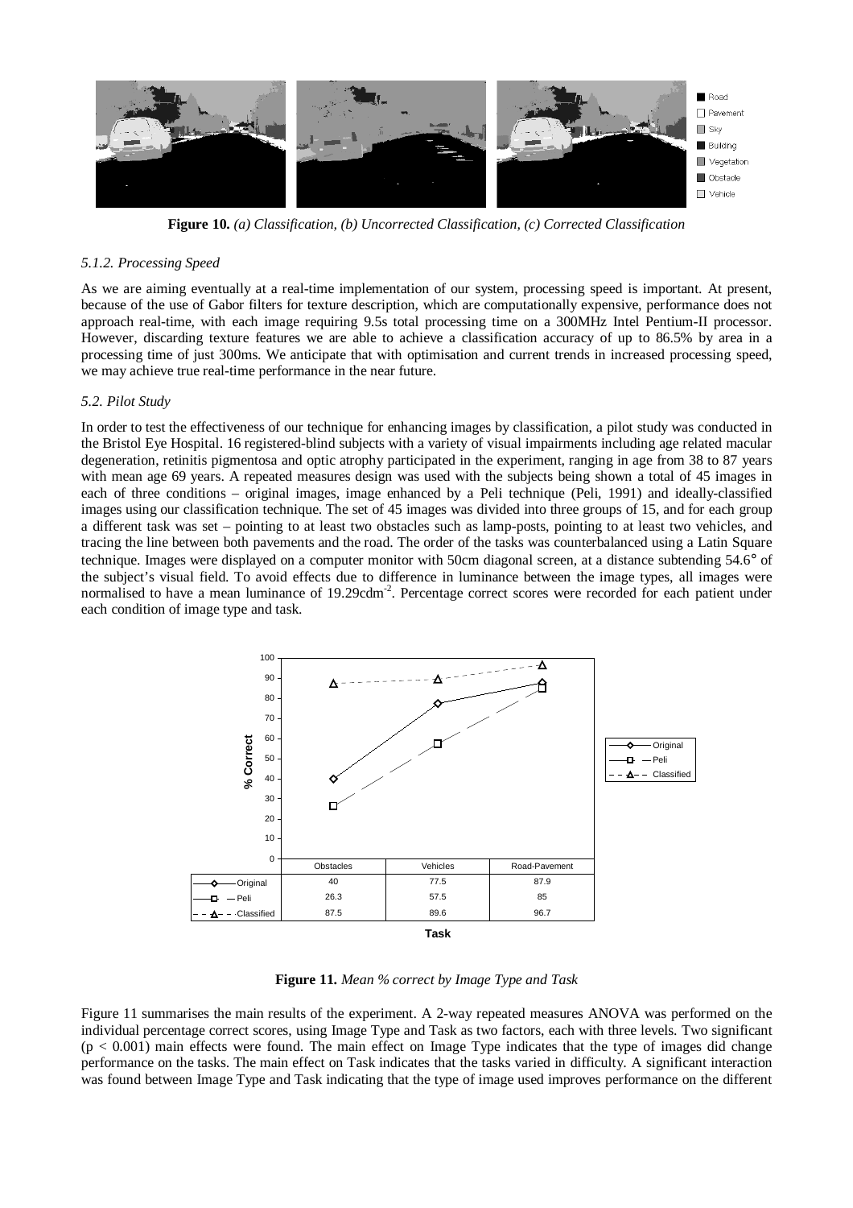**Figure 10.** *(a) Classification, (b) Uncorrected Classification, (c) Corrected Classification*

### *5.1.2. Processing Speed*

As we are aiming eventually at a real-time implementation of our system, processing speed is important. At present, because of the use of Gabor filters for texture description, which are computationally expensive, performance does not approach real-time, with each image requiring 9.5s total processing time on a 300MHz Intel Pentium-II processor. However, discarding texture features we are able to achieve a classification accuracy of up to 86.5% by area in a processing time of just 300ms. We anticipate that with optimisation and current trends in increased processing speed, we may achieve true real-time performance in the near future.

### *5.2. Pilot Study*

In order to test the effectiveness of our technique for enhancing images by classification, a pilot study was conducted in the Bristol Eye Hospital. 16 registered-blind subjects with a variety of visual impairments including age related macular degeneration, retinitis pigmentosa and optic atrophy participated in the experiment, ranging in age from 38 to 87 years with mean age 69 years. A repeated measures design was used with the subjects being shown a total of 45 images in each of three conditions – original images, image enhanced by a Peli technique (Peli, 1991) and ideally-classified images using our classification technique. The set of 45 images was divided into three groups of 15, and for each group a different task was set – pointing to at least two obstacles such as lamp-posts, pointing to at least two vehicles, and tracing the line between both pavements and the road. The order of the tasks was counterbalanced using a Latin Square technique. Images were displayed on a computer monitor with 50cm diagonal screen, at a distance subtending 54.6° of the subject's visual field. To avoid effects due to difference in luminance between the image types, all images were normalised to have a mean luminance of $19.29\text{cdm}^{-2}$. Percentage correct scores were recorded for each patient under each condition of image type and task.

| | Obstacles | Vehicles | Road-Pavement |
|---|---|---|---|
| Original | 40 | 77.5 | 87.9 |
| Peli | 26.3 | 57.5 | 85 |
| Classified | 87.5 | 89.6 | 96.7 |

**Figure 11.** *Mean % correct by Image Type and Task*

Figure 11 summarises the main results of the experiment. A 2-way repeated measures ANOVA was performed on the individual percentage correct scores, using Image Type and Task as two factors, each with three levels. Two significant ($p < 0.001$) main effects were found. The main effect on Image Type indicates that the type of images did change performance on the tasks. The main effect on Task indicates that the tasks varied in difficulty. A significant interaction was found between Image Type and Task indicating that the type of image used improves performance on the different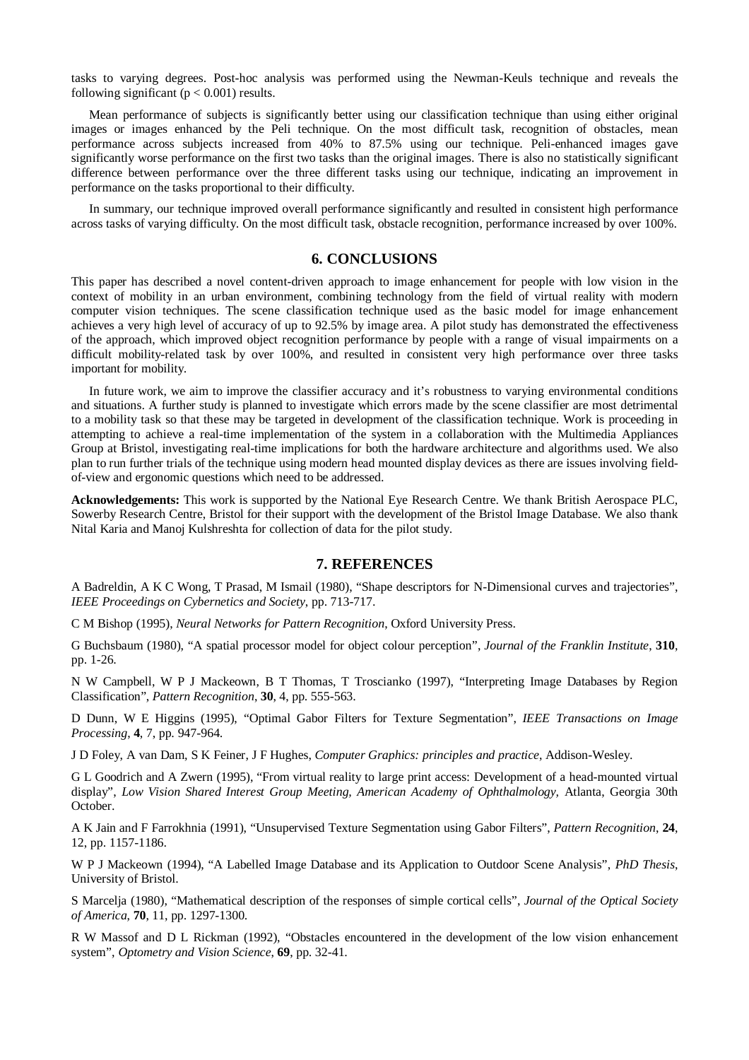tasks to varying degrees. Post-hoc analysis was performed using the Newman-Keuls technique and reveals the following significant ($p < 0.001$) results.

Mean performance of subjects is significantly better using our classification technique than using either original images or images enhanced by the Peli technique. On the most difficult task, recognition of obstacles, mean performance across subjects increased from 40% to 87.5% using our technique. Peli-enhanced images gave significantly worse performance on the first two tasks than the original images. There is also no statistically significant difference between performance over the three different tasks using our technique, indicating an improvement in performance on the tasks proportional to their difficulty.

In summary, our technique improved overall performance significantly and resulted in consistent high performance across tasks of varying difficulty. On the most difficult task, obstacle recognition, performance increased by over 100%.

## 6. CONCLUSIONS

This paper has described a novel content-driven approach to image enhancement for people with low vision in the context of mobility in an urban environment, combining technology from the field of virtual reality with modern computer vision techniques. The scene classification technique used as the basic model for image enhancement achieves a very high level of accuracy of up to 92.5% by image area. A pilot study has demonstrated the effectiveness of the approach, which improved object recognition performance by people with a range of visual impairments on a difficult mobility-related task by over 100%, and resulted in consistent very high performance over three tasks important for mobility.

In future work, we aim to improve the classifier accuracy and it's robustness to varying environmental conditions and situations. A further study is planned to investigate which errors made by the scene classifier are most detrimental to a mobility task so that these may be targeted in development of the classification technique. Work is proceeding in attempting to achieve a real-time implementation of the system in a collaboration with the Multimedia Appliances Group at Bristol, investigating real-time implications for both the hardware architecture and algorithms used. We also plan to run further trials of the technique using modern head mounted display devices as there are issues involving field-of-view and ergonomic questions which need to be addressed.

**Acknowledgements:** This work is supported by the National Eye Research Centre. We thank British Aerospace PLC, Sowerby Research Centre, Bristol for their support with the development of the Bristol Image Database. We also thank Nital Karia and Manoj Kulshreshta for collection of data for the pilot study.

## 7. REFERENCES

A Badreldin, A K C Wong, T Prasad, M Ismail (1980), "Shape descriptors for N-Dimensional curves and trajectories", *IEEE Proceedings on Cybernetics and Society*, pp. 713-717.

C M Bishop (1995), *Neural Networks for Pattern Recognition*, Oxford University Press.

G Buchsbaum (1980), "A spatial processor model for object colour perception", *Journal of the Franklin Institute*, **310**, pp. 1-26.

N W Campbell, W P J Mackeown, B T Thomas, T Troscianko (1997), "Interpreting Image Databases by Region Classification", *Pattern Recognition*, **30**, 4, pp. 555-563.

D Dunn, W E Higgins (1995), "Optimal Gabor Filters for Texture Segmentation", *IEEE Transactions on Image Processing*, **4**, 7, pp. 947-964.

J D Foley, A van Dam, S K Feiner, J F Hughes, *Computer Graphics: principles and practice*, Addison-Wesley.

G L Goodrich and A Zwern (1995), "From virtual reality to large print access: Development of a head-mounted virtual display", *Low Vision Shared Interest Group Meeting, American Academy of Ophthalmology,* Atlanta, Georgia 30th October.

A K Jain and F Farrokhnia (1991), "Unsupervised Texture Segmentation using Gabor Filters", *Pattern Recognition*, **24**, 12, pp. 1157-1186.

W P J Mackeown (1994), "A Labelled Image Database and its Application to Outdoor Scene Analysis", *PhD Thesis*, University of Bristol.

S Marcelja (1980), "Mathematical description of the responses of simple cortical cells", *Journal of the Optical Society of America*, **70**, 11, pp. 1297-1300.

R W Massof and D L Rickman (1992), "Obstacles encountered in the development of the low vision enhancement system", *Optometry and Vision Science*, **69**, pp. 32-41.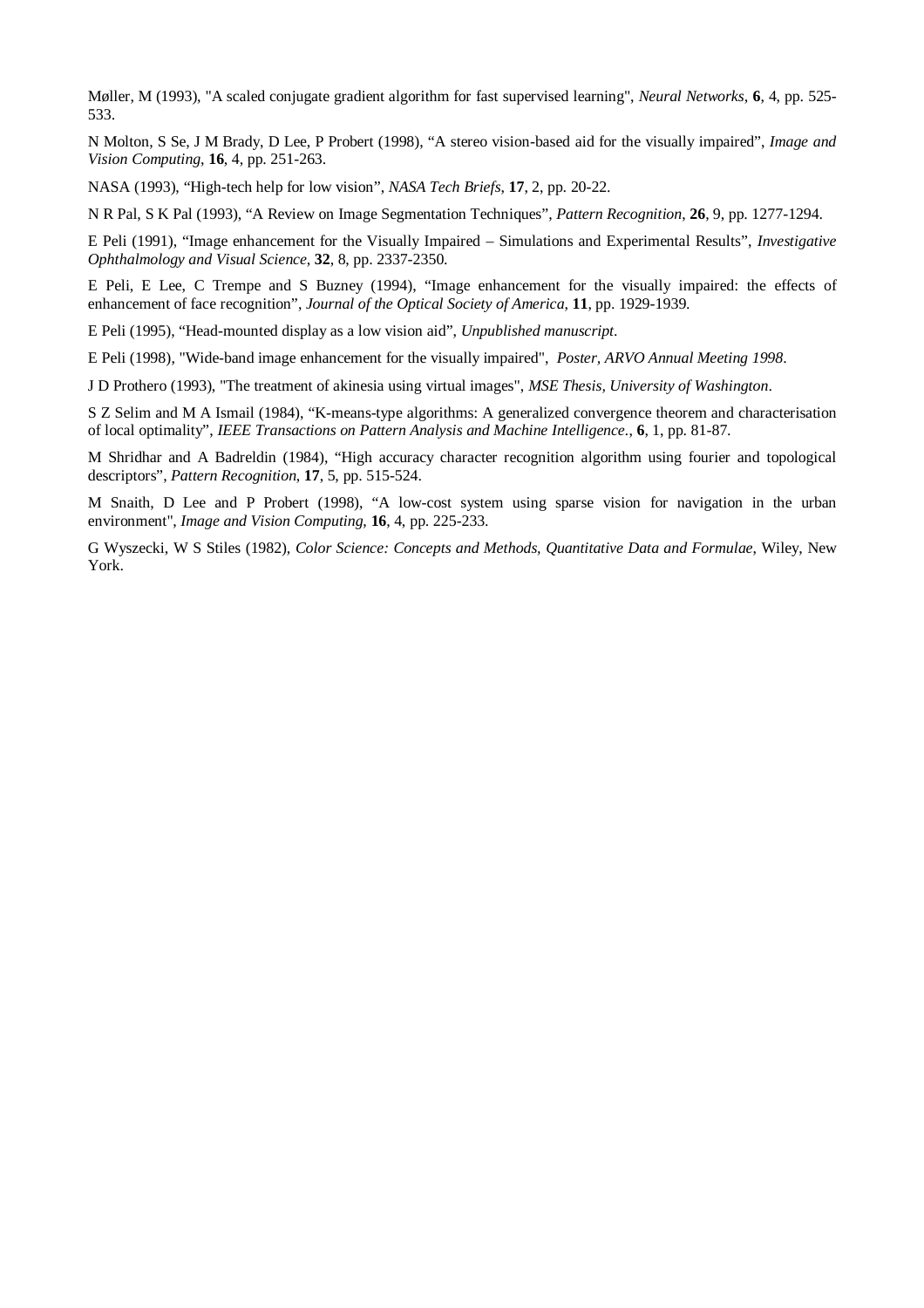Møller, M (1993), "A scaled conjugate gradient algorithm for fast supervised learning", *Neural Networks*, **6**, 4, pp. 525-533.

N Molton, S Se, J M Brady, D Lee, P Probert (1998), "A stereo vision-based aid for the visually impaired", *Image and Vision Computing*, **16**, 4, pp. 251-263.

NASA (1993), "High-tech help for low vision", *NASA Tech Briefs*, **17**, 2, pp. 20-22.

N R Pal, S K Pal (1993), "A Review on Image Segmentation Techniques", *Pattern Recognition*, **26**, 9, pp. 1277-1294.

E Peli (1991), "Image enhancement for the Visually Impaired – Simulations and Experimental Results", *Investigative Ophthalmology and Visual Science*, **32**, 8, pp. 2337-2350.

E Peli, E Lee, C Trempe and S Buzney (1994), "Image enhancement for the visually impaired: the effects of enhancement of face recognition", *Journal of the Optical Society of America*, **11**, pp. 1929-1939.

E Peli (1995), "Head-mounted display as a low vision aid", *Unpublished manuscript*.

E Peli (1998), "Wide-band image enhancement for the visually impaired", *Poster, ARVO Annual Meeting 1998*.

J D Prothero (1993), "The treatment of akinesia using virtual images", *MSE Thesis, University of Washington*.

S Z Selim and M A Ismail (1984), "K-means-type algorithms: A generalized convergence theorem and characterisation of local optimality", *IEEE Transactions on Pattern Analysis and Machine Intelligence.*, **6**, 1, pp. 81-87.

M Shridhar and A Badreldin (1984), "High accuracy character recognition algorithm using fourier and topological descriptors", *Pattern Recognition*, **17**, 5, pp. 515-524.

M Snaith, D Lee and P Probert (1998), "A low-cost system using sparse vision for navigation in the urban environment", *Image and Vision Computing*, **16**, 4, pp. 225-233.

G Wyszecki, W S Stiles (1982), *Color Science: Concepts and Methods, Quantitative Data and Formulae*, Wiley, New York.